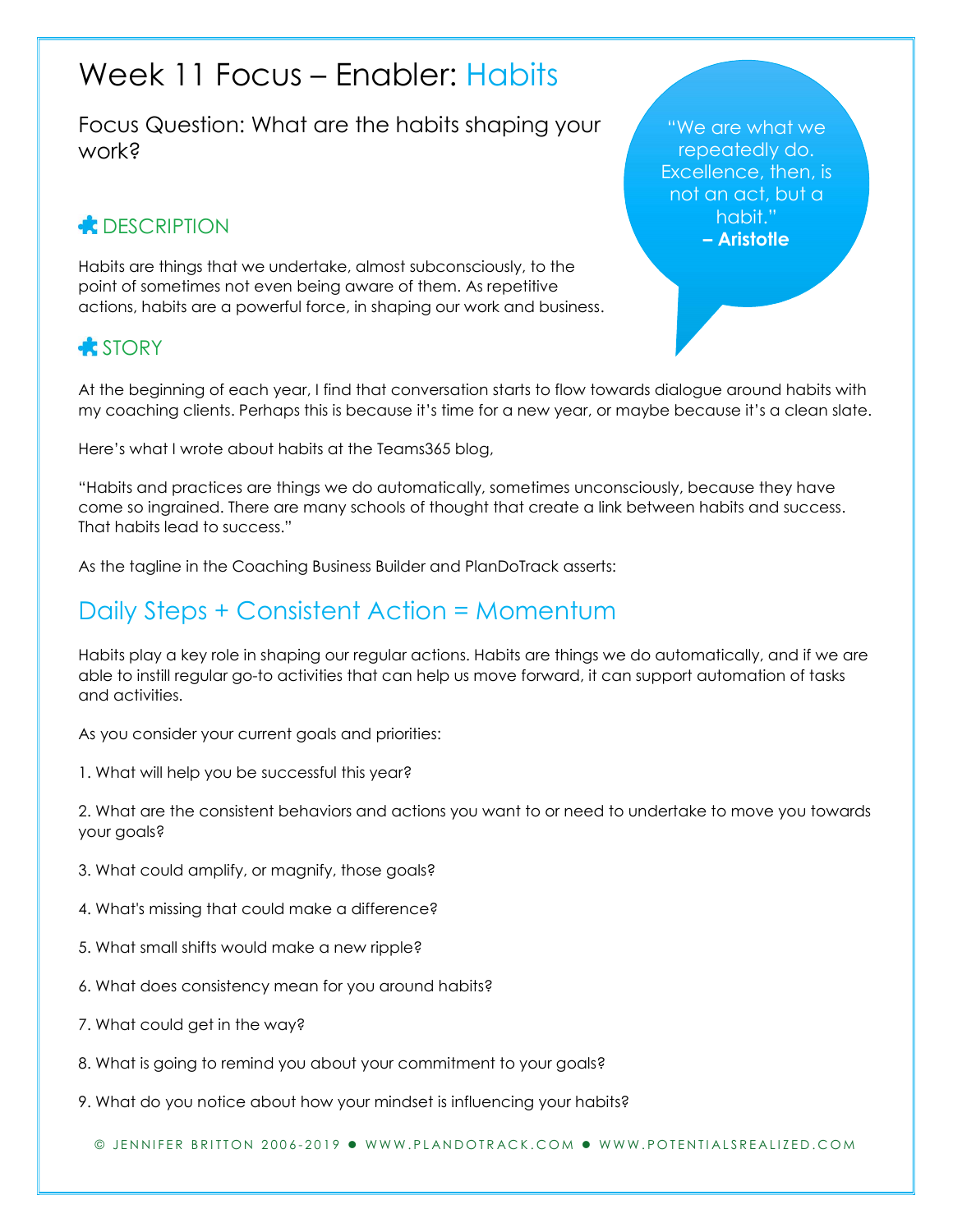# Week 11 Focus – Enabler: Habits

Focus Question: What are the habits shaping your work?

> "We are what we repeatedly do. Excellence, then, is not an act, but a habit."
> **– Aristotle**

## DESCRIPTION

Habits are things that we undertake, almost subconsciously, to the point of sometimes not even being aware of them. As repetitive actions, habits are a powerful force, in shaping our work and business.

## STORY

At the beginning of each year, I find that conversation starts to flow towards dialogue around habits with my coaching clients. Perhaps this is because it's time for a new year, or maybe because it's a clean slate.

Here's what I wrote about habits at the Teams365 blog,

"Habits and practices are things we do automatically, sometimes unconsciously, because they have come so ingrained. There are many schools of thought that create a link between habits and success. That habits lead to success."

As the tagline in the Coaching Business Builder and PlanDoTrack asserts:

## Daily Steps + Consistent Action = Momentum

Habits play a key role in shaping our regular actions. Habits are things we do automatically, and if we are able to instill regular go-to activities that can help us move forward, it can support automation of tasks and activities.

As you consider your current goals and priorities:

1. What will help you be successful this year?

2. What are the consistent behaviors and actions you want to or need to undertake to move you towards your goals?

3. What could amplify, or magnify, those goals?

4. What's missing that could make a difference?

5. What small shifts would make a new ripple?

6. What does consistency mean for you around habits?

7. What could get in the way?

8. What is going to remind you about your commitment to your goals?

9. What do you notice about how your mindset is influencing your habits?

© JENNIFER BRITTON 2006-2019 ● WWW.PLANDOTRACK.COM ● WWW.POTENTIALSREALIZED.COM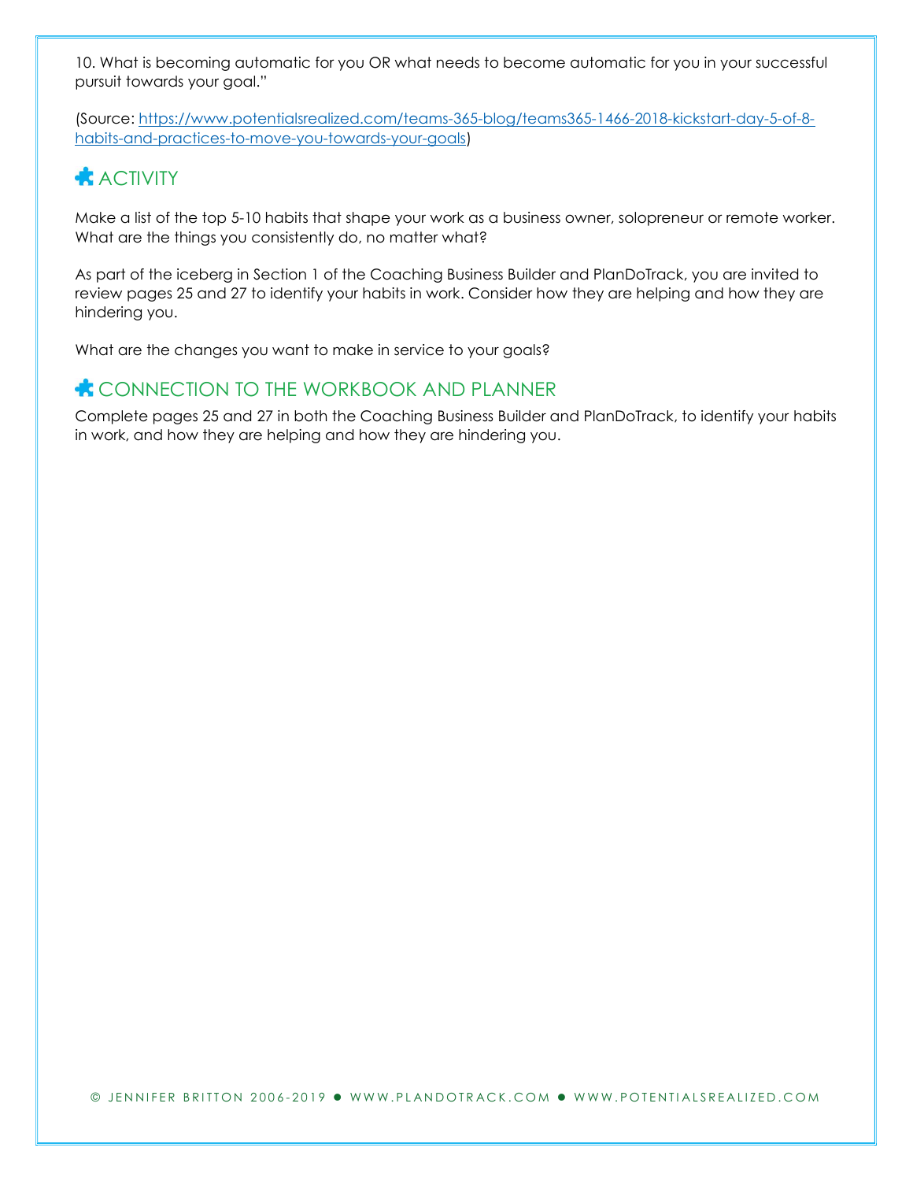10. What is becoming automatic for you OR what needs to become automatic for you in your successful pursuit towards your goal."

(Source: https://www.potentialsrealized.com/teams-365-blog/teams365-1466-2018-kickstart-day-5-of-8-habits-and-practices-to-move-you-towards-your-goals)

## ACTIVITY

Make a list of the top 5-10 habits that shape your work as a business owner, solopreneur or remote worker. What are the things you consistently do, no matter what?

As part of the iceberg in Section 1 of the Coaching Business Builder and PlanDoTrack, you are invited to review pages 25 and 27 to identify your habits in work. Consider how they are helping and how they are hindering you.

What are the changes you want to make in service to your goals?

## CONNECTION TO THE WORKBOOK AND PLANNER

Complete pages 25 and 27 in both the Coaching Business Builder and PlanDoTrack, to identify your habits in work, and how they are helping and how they are hindering you.